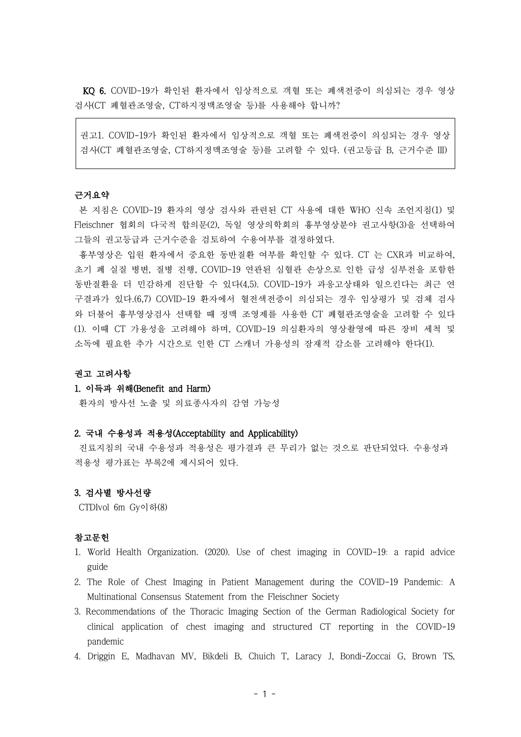**KQ 6.** COVID-19가 확인된 환자에서 임상적으로 객혈 또는 폐색전증이 의심되는 경우 영상검사(CT 폐혈관조영술, CT하지정맥조영술 등)를 사용해야 합니까?

> 권고1. COVID-19가 확인된 환자에서 임상적으로 객혈 또는 폐색전증이 의심되는 경우 영상검사(CT 폐혈관조영술, CT하지정맥조영술 등)를 고려할 수 있다. (권고등급 B, 근거수준 III)

### 근거요약

본 지침은 COVID-19 환자의 영상 검사와 관련된 CT 사용에 대한 WHO 신속 조언지침(1) 및 Fleischner 협회의 다국적 합의문(2), 독일 영상의학회의 흉부영상분야 권고사항(3)을 선택하여 그들의 권고등급과 근거수준을 검토하여 수용여부를 결정하였다.

흉부영상은 입원 환자에서 중요한 동반질환 여부를 확인할 수 있다. CT 는 CXR과 비교하여, 초기 폐 실질 병변, 질병 진행, COVID-19 연관된 심혈관 손상으로 인한 급성 심부전을 포함한 동반질환을 더 민감하게 진단할 수 있다(4,5). COVID-19가 과응고상태와 일으킨다는 최근 연구결과가 있다.(6,7) COVID-19 환자에서 혈전색전증이 의심되는 경우 임상평가 및 검체 검사와 더불어 흉부영상검사 선택할 때 정맥 조영제를 사용한 CT 폐혈관조영술을 고려할 수 있다(1). 이때 CT 가용성을 고려해야 하며, COVID-19 의심환자의 영상촬영에 따른 장비 세척 및 소독에 필요한 추가 시간으로 인한 CT 스캐너 가용성의 잠재적 감소를 고려해야 한다(1).

### 권고 고려사항

#### 1. 이득과 위해(Benefit and Harm)

환자의 방사선 노출 및 의료종사자의 감염 가능성

#### 2. 국내 수용성과 적용성(Acceptability and Applicability)

진료지침의 국내 수용성과 적용성은 평가결과 큰 무리가 없는 것으로 판단되었다. 수용성과 적용성 평가표는 부록2에 제시되어 있다.

#### 3. 검사별 방사선량

CTDIvol 6m Gy이하(8)

### 참고문헌

1. World Health Organization. (2020). Use of chest imaging in COVID-19: a rapid advice guide
2. The Role of Chest Imaging in Patient Management during the COVID-19 Pandemic: A Multinational Consensus Statement from the Fleischner Society
3. Recommendations of the Thoracic Imaging Section of the German Radiological Society for clinical application of chest imaging and structured CT reporting in the COVID-19 pandemic
4. Driggin E, Madhavan MV, Bikdeli B, Chuich T, Laracy J, Bondi-Zoccai G, Brown TS,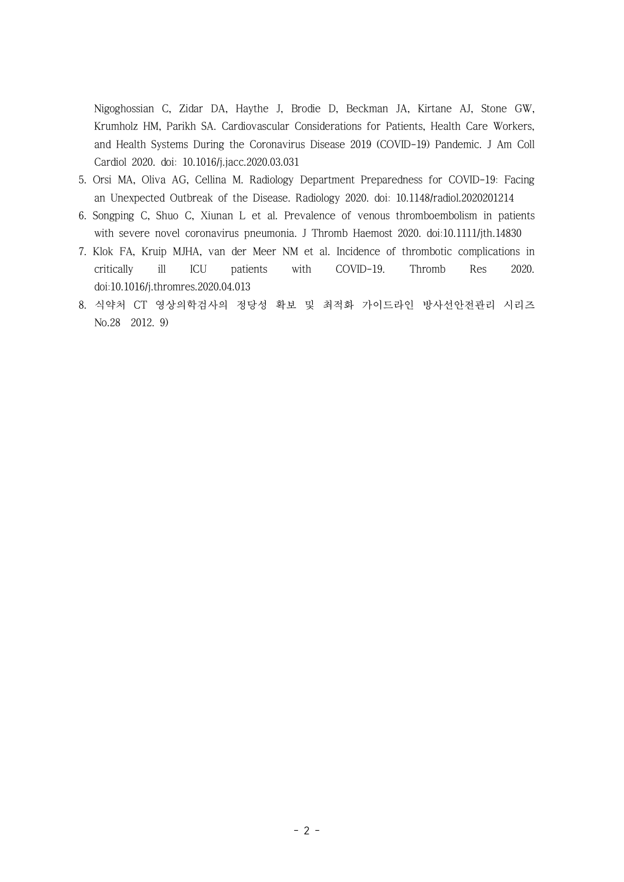Nigoghossian C, Zidar DA, Haythe J, Brodie D, Beckman JA, Kirtane AJ, Stone GW, Krumholz HM, Parikh SA. Cardiovascular Considerations for Patients, Health Care Workers, and Health Systems During the Coronavirus Disease 2019 (COVID-19) Pandemic. J Am Coll Cardiol 2020. doi: 10.1016/j.jacc.2020.03.031

5. Orsi MA, Oliva AG, Cellina M. Radiology Department Preparedness for COVID-19: Facing an Unexpected Outbreak of the Disease. Radiology 2020. doi: 10.1148/radiol.2020201214
6. Songping C, Shuo C, Xiunan L et al. Prevalence of venous thromboembolism in patients with severe novel coronavirus pneumonia. J Thromb Haemost 2020. doi:10.1111/jth.14830
7. Klok FA, Kruip MJHA, van der Meer NM et al. Incidence of thrombotic complications in critically ill ICU patients with COVID-19. Thromb Res 2020. doi:10.1016/j.thromres.2020.04.013
8. 식약처 CT 영상의학검사의 정당성 확보 및 최적화 가이드라인 방사선안전관리 시리즈 No.28 2012. 9)